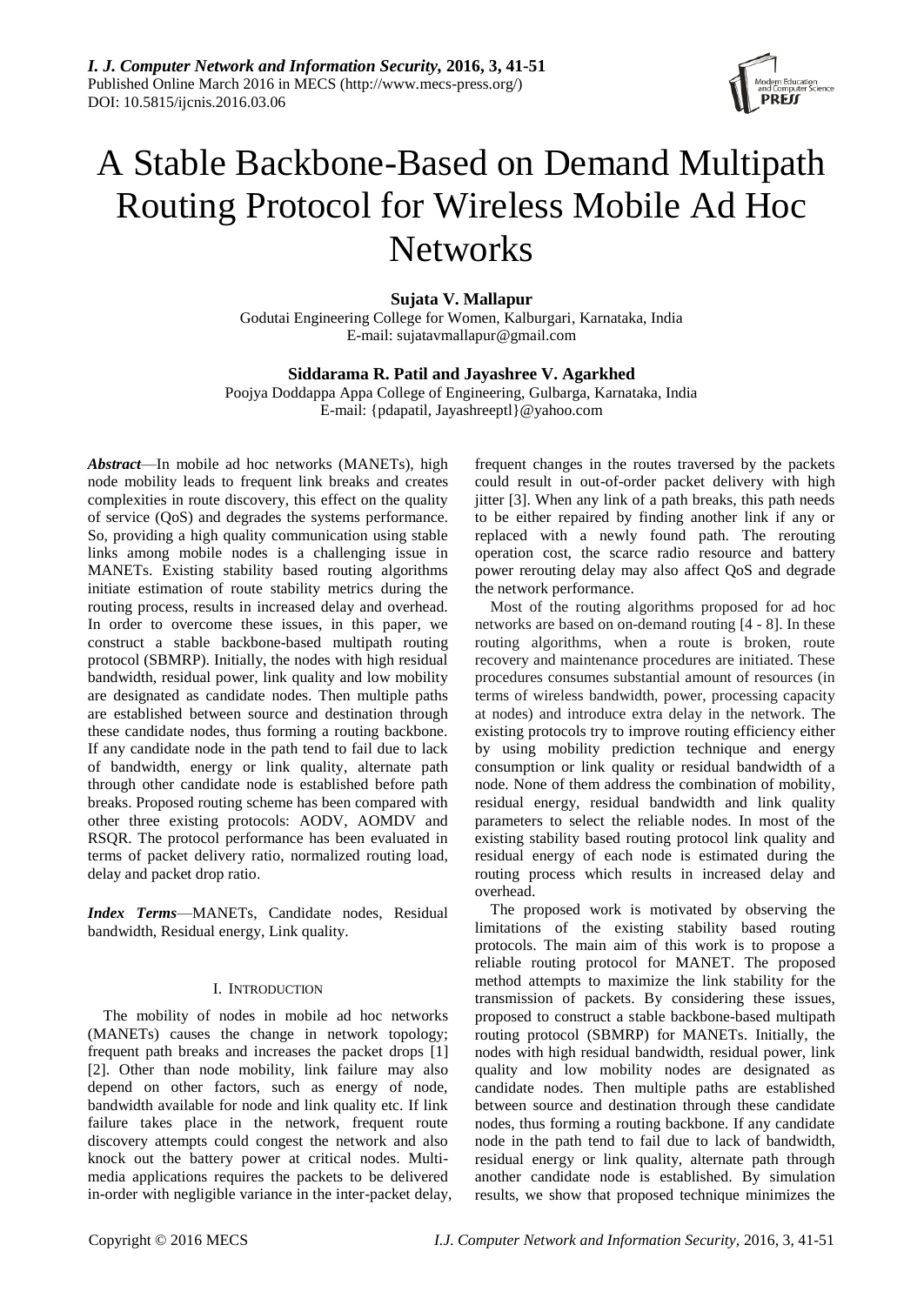# A Stable Backbone-Based on Demand Multipath Routing Protocol for Wireless Mobile Ad Hoc Networks

**Sujata V. Mallapur**
Godutai Engineering College for Women, Kalburgari, Karnataka, India
E-mail: sujatavmallapur@gmail.com

**Siddarama R. Patil and Jayashree V. Agarkhed**
Poojya Doddappa Appa College of Engineering, Gulbarga, Karnataka, India
E-mail: {pdapatil, Jayashreeptl}@yahoo.com

***Abstract***—In mobile ad hoc networks (MANETs), high node mobility leads to frequent link breaks and creates complexities in route discovery, this effect on the quality of service (QoS) and degrades the systems performance. So, providing a high quality communication using stable links among mobile nodes is a challenging issue in MANETs. Existing stability based routing algorithms initiate estimation of route stability metrics during the routing process, results in increased delay and overhead. In order to overcome these issues, in this paper, we construct a stable backbone-based multipath routing protocol (SBMRP). Initially, the nodes with high residual bandwidth, residual power, link quality and low mobility are designated as candidate nodes. Then multiple paths are established between source and destination through these candidate nodes, thus forming a routing backbone. If any candidate node in the path tend to fail due to lack of bandwidth, energy or link quality, alternate path through other candidate node is established before path breaks. Proposed routing scheme has been compared with other three existing protocols: AODV, AOMDV and RSQR. The protocol performance has been evaluated in terms of packet delivery ratio, normalized routing load, delay and packet drop ratio.

***Index Terms***—MANETs, Candidate nodes, Residual bandwidth, Residual energy, Link quality.

## I. Introduction

The mobility of nodes in mobile ad hoc networks (MANETs) causes the change in network topology; frequent path breaks and increases the packet drops [1] [2]. Other than node mobility, link failure may also depend on other factors, such as energy of node, bandwidth available for node and link quality etc. If link failure takes place in the network, frequent route discovery attempts could congest the network and also knock out the battery power at critical nodes. Multi-media applications requires the packets to be delivered in-order with negligible variance in the inter-packet delay, frequent changes in the routes traversed by the packets could result in out-of-order packet delivery with high jitter [3]. When any link of a path breaks, this path needs to be either repaired by finding another link if any or replaced with a newly found path. The rerouting operation cost, the scarce radio resource and battery power rerouting delay may also affect QoS and degrade the network performance.

Most of the routing algorithms proposed for ad hoc networks are based on on-demand routing [4 - 8]. In these routing algorithms, when a route is broken, route recovery and maintenance procedures are initiated. These procedures consumes substantial amount of resources (in terms of wireless bandwidth, power, processing capacity at nodes) and introduce extra delay in the network. The existing protocols try to improve routing efficiency either by using mobility prediction technique and energy consumption or link quality or residual bandwidth of a node. None of them address the combination of mobility, residual energy, residual bandwidth and link quality parameters to select the reliable nodes. In most of the existing stability based routing protocol link quality and residual energy of each node is estimated during the routing process which results in increased delay and overhead.

The proposed work is motivated by observing the limitations of the existing stability based routing protocols. The main aim of this work is to propose a reliable routing protocol for MANET. The proposed method attempts to maximize the link stability for the transmission of packets. By considering these issues, proposed to construct a stable backbone-based multipath routing protocol (SBMRP) for MANETs. Initially, the nodes with high residual bandwidth, residual power, link quality and low mobility nodes are designated as candidate nodes. Then multiple paths are established between source and destination through these candidate nodes, thus forming a routing backbone. If any candidate node in the path tend to fail due to lack of bandwidth, residual energy or link quality, alternate path through another candidate node is established. By simulation results, we show that proposed technique minimizes the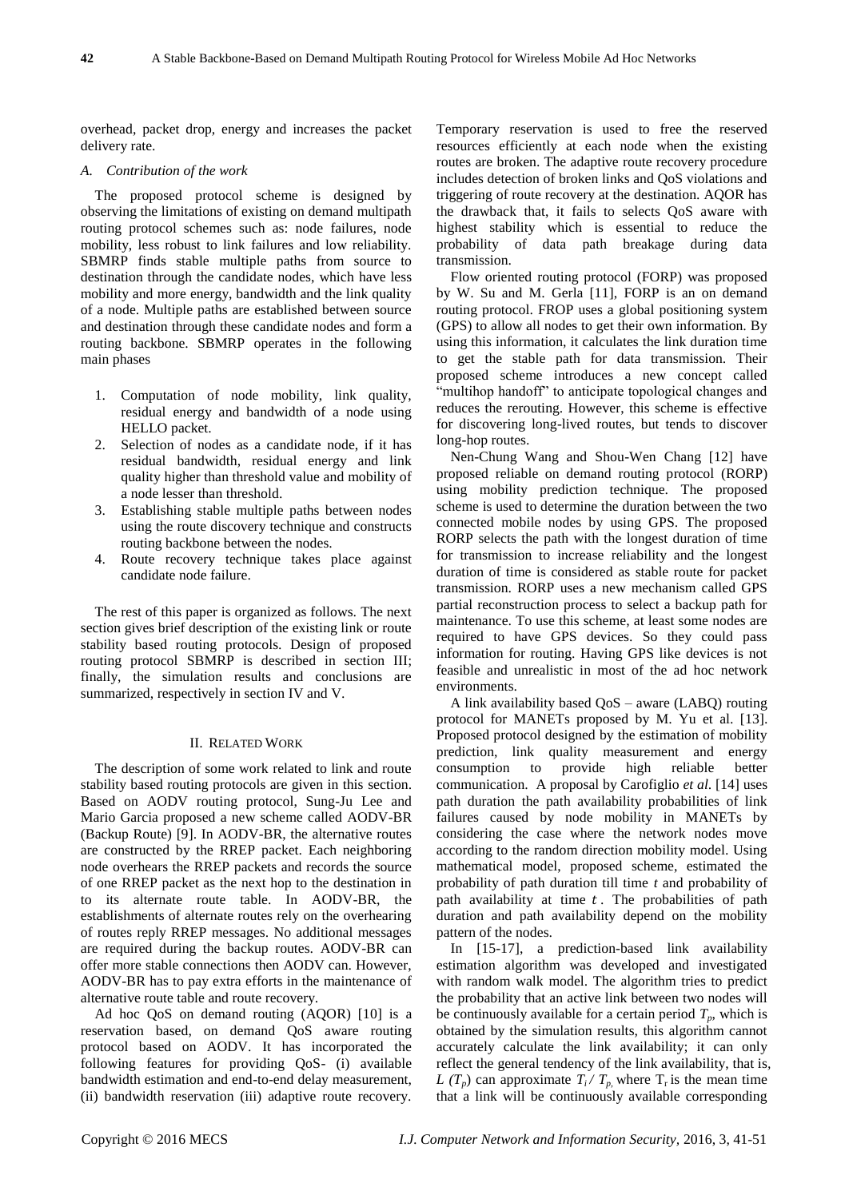overhead, packet drop, energy and increases the packet delivery rate.

### *A. Contribution of the work*

The proposed protocol scheme is designed by observing the limitations of existing on demand multipath routing protocol schemes such as: node failures, node mobility, less robust to link failures and low reliability. SBMRP finds stable multiple paths from source to destination through the candidate nodes, which have less mobility and more energy, bandwidth and the link quality of a node. Multiple paths are established between source and destination through these candidate nodes and form a routing backbone. SBMRP operates in the following main phases

1. Computation of node mobility, link quality, residual energy and bandwidth of a node using HELLO packet.
2. Selection of nodes as a candidate node, if it has residual bandwidth, residual energy and link quality higher than threshold value and mobility of a node lesser than threshold.
3. Establishing stable multiple paths between nodes using the route discovery technique and constructs routing backbone between the nodes.
4. Route recovery technique takes place against candidate node failure.

The rest of this paper is organized as follows. The next section gives brief description of the existing link or route stability based routing protocols. Design of proposed routing protocol SBMRP is described in section III; finally, the simulation results and conclusions are summarized, respectively in section IV and V.

## II. Related Work

The description of some work related to link and route stability based routing protocols are given in this section. Based on AODV routing protocol, Sung-Ju Lee and Mario Garcia proposed a new scheme called AODV-BR (Backup Route) [9]. In AODV-BR, the alternative routes are constructed by the RREP packet. Each neighboring node overhears the RREP packets and records the source of one RREP packet as the next hop to the destination in to its alternate route table. In AODV-BR, the establishments of alternate routes rely on the overhearing of routes reply RREP messages. No additional messages are required during the backup routes. AODV-BR can offer more stable connections then AODV can. However, AODV-BR has to pay extra efforts in the maintenance of alternative route table and route recovery.

Ad hoc QoS on demand routing (AQOR) [10] is a reservation based, on demand QoS aware routing protocol based on AODV. It has incorporated the following features for providing QoS- (i) available bandwidth estimation and end-to-end delay measurement, (ii) bandwidth reservation (iii) adaptive route recovery. Temporary reservation is used to free the reserved resources efficiently at each node when the existing routes are broken. The adaptive route recovery procedure includes detection of broken links and QoS violations and triggering of route recovery at the destination. AQOR has the drawback that, it fails to selects QoS aware with highest stability which is essential to reduce the probability of data path breakage during data transmission.

Flow oriented routing protocol (FORP) was proposed by W. Su and M. Gerla [11], FORP is an on demand routing protocol. FROP uses a global positioning system (GPS) to allow all nodes to get their own information. By using this information, it calculates the link duration time to get the stable path for data transmission. Their proposed scheme introduces a new concept called "multihop handoff" to anticipate topological changes and reduces the rerouting. However, this scheme is effective for discovering long-lived routes, but tends to discover long-hop routes.

Nen-Chung Wang and Shou-Wen Chang [12] have proposed reliable on demand routing protocol (RORP) using mobility prediction technique. The proposed scheme is used to determine the duration between the two connected mobile nodes by using GPS. The proposed RORP selects the path with the longest duration of time for transmission to increase reliability and the longest duration of time is considered as stable route for packet transmission. RORP uses a new mechanism called GPS partial reconstruction process to select a backup path for maintenance. To use this scheme, at least some nodes are required to have GPS devices. So they could pass information for routing. Having GPS like devices is not feasible and unrealistic in most of the ad hoc network environments.

A link availability based QoS – aware (LABQ) routing protocol for MANETs proposed by M. Yu et al. [13]. Proposed protocol designed by the estimation of mobility prediction, link quality measurement and energy consumption to provide high reliable better communication. A proposal by Carofiglio *et al.* [14] uses path duration the path availability probabilities of link failures caused by node mobility in MANETs by considering the case where the network nodes move according to the random direction mobility model. Using mathematical model, proposed scheme, estimated the probability of path duration till time $t$ and probability of path availability at time $t$. The probabilities of path duration and path availability depend on the mobility pattern of the nodes.

In [15-17], a prediction-based link availability estimation algorithm was developed and investigated with random walk model. The algorithm tries to predict the probability that an active link between two nodes will be continuously available for a certain period $T_p$, which is obtained by the simulation results, this algorithm cannot accurately calculate the link availability; it can only reflect the general tendency of the link availability, that is, $L(T_p)$ can approximate $T_i / T_p$, where $T_r$ is the mean time that a link will be continuously available corresponding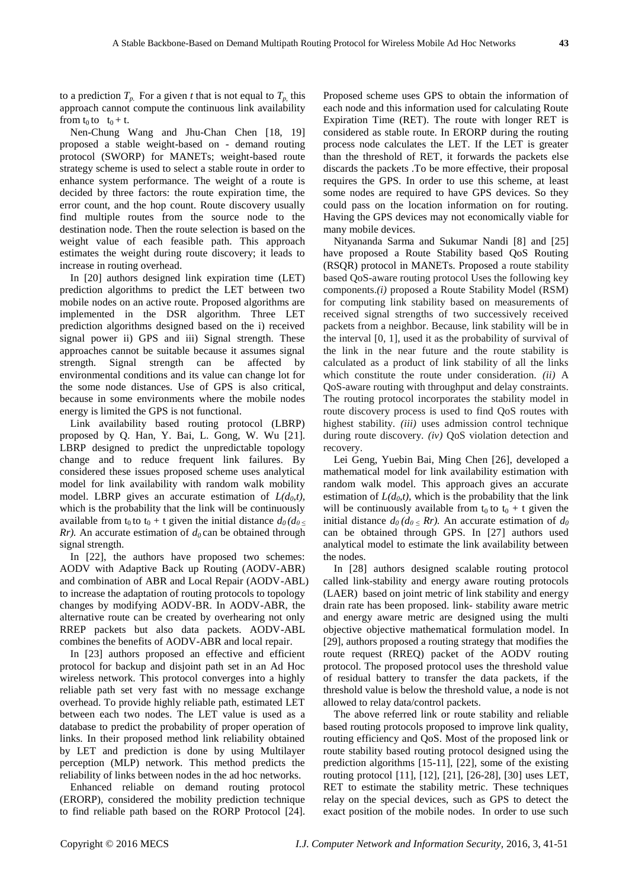to a prediction $T_p$. For a given $t$ that is not equal to $T_p$, this approach cannot compute the continuous link availability from $t_0$ to $t_0 + t$.

Nen-Chung Wang and Jhu-Chan Chen [18, 19] proposed a stable weight-based on - demand routing protocol (SWORP) for MANETs; weight-based route strategy scheme is used to select a stable route in order to enhance system performance. The weight of a route is decided by three factors: the route expiration time, the error count, and the hop count. Route discovery usually find multiple routes from the source node to the destination node. Then the route selection is based on the weight value of each feasible path. This approach estimates the weight during route discovery; it leads to increase in routing overhead.

In [20] authors designed link expiration time (LET) prediction algorithms to predict the LET between two mobile nodes on an active route. Proposed algorithms are implemented in the DSR algorithm. Three LET prediction algorithms designed based on the i) received signal power ii) GPS and iii) Signal strength. These approaches cannot be suitable because it assumes signal strength. Signal strength can be affected by environmental conditions and its value can change lot for the some node distances. Use of GPS is also critical, because in some environments where the mobile nodes energy is limited the GPS is not functional.

Link availability based routing protocol (LBRP) proposed by Q. Han, Y. Bai, L. Gong, W. Wu [21]. LBRP designed to predict the unpredictable topology change and to reduce frequent link failures. By considered these issues proposed scheme uses analytical model for link availability with random walk mobility model. LBRP gives an accurate estimation of $L(d_0,t)$, which is the probability that the link will be continuously available from $t_0$ to $t_0 + t$ given the initial distance $d_0$ ($d_0 \leq Rr$). An accurate estimation of $d_0$ can be obtained through signal strength.

In [22], the authors have proposed two schemes: AODV with Adaptive Back up Routing (AODV-ABR) and combination of ABR and Local Repair (AODV-ABL) to increase the adaptation of routing protocols to topology changes by modifying AODV-BR. In AODV-ABR, the alternative route can be created by overhearing not only RREP packets but also data packets. AODV-ABL combines the benefits of AODV-ABR and local repair.

In [23] authors proposed an effective and efficient protocol for backup and disjoint path set in an Ad Hoc wireless network. This protocol converges into a highly reliable path set very fast with no message exchange overhead. To provide highly reliable path, estimated LET between each two nodes. The LET value is used as a database to predict the probability of proper operation of links. In their proposed method link reliability obtained by LET and prediction is done by using Multilayer perception (MLP) network. This method predicts the reliability of links between nodes in the ad hoc networks.

Enhanced reliable on demand routing protocol (ERORP), considered the mobility prediction technique to find reliable path based on the RORP Protocol [24]. Proposed scheme uses GPS to obtain the information of each node and this information used for calculating Route Expiration Time (RET). The route with longer RET is considered as stable route. In ERORP during the routing process node calculates the LET. If the LET is greater than the threshold of RET, it forwards the packets else discards the packets .To be more effective, their proposal requires the GPS. In order to use this scheme, at least some nodes are required to have GPS devices. So they could pass on the location information on for routing. Having the GPS devices may not economically viable for many mobile devices.

Nityananda Sarma and Sukumar Nandi [8] and [25] have proposed a Route Stability based QoS Routing (RSQR) protocol in MANETs. Proposed a route stability based QoS-aware routing protocol Uses the following key components.*(i)* proposed a Route Stability Model (RSM) for computing link stability based on measurements of received signal strengths of two successively received packets from a neighbor. Because, link stability will be in the interval [0, 1], used it as the probability of survival of the link in the near future and the route stability is calculated as a product of link stability of all the links which constitute the route under consideration. *(ii)* A QoS-aware routing with throughput and delay constraints. The routing protocol incorporates the stability model in route discovery process is used to find QoS routes with highest stability. *(iii)* uses admission control technique during route discovery. *(iv)* QoS violation detection and recovery.

Lei Geng, Yuebin Bai, Ming Chen [26], developed a mathematical model for link availability estimation with random walk model. This approach gives an accurate estimation of $L(d_0,t)$, which is the probability that the link will be continuously available from $t_0$ to $t_0 + t$ given the initial distance $d_0$ ($d_0 \leq Rr$). An accurate estimation of $d_0$ can be obtained through GPS. In [27] authors used analytical model to estimate the link availability between the nodes.

In [28] authors designed scalable routing protocol called link-stability and energy aware routing protocols (LAER) based on joint metric of link stability and energy drain rate has been proposed. link- stability aware metric and energy aware metric are designed using the multi objective objective mathematical formulation model. In [29], authors proposed a routing strategy that modifies the route request (RREQ) packet of the AODV routing protocol. The proposed protocol uses the threshold value of residual battery to transfer the data packets, if the threshold value is below the threshold value, a node is not allowed to relay data/control packets.

The above referred link or route stability and reliable based routing protocols proposed to improve link quality, routing efficiency and QoS. Most of the proposed link or route stability based routing protocol designed using the prediction algorithms [15-11], [22], some of the existing routing protocol [11], [12], [21], [26-28], [30] uses LET, RET to estimate the stability metric. These techniques relay on the special devices, such as GPS to detect the exact position of the mobile nodes. In order to use such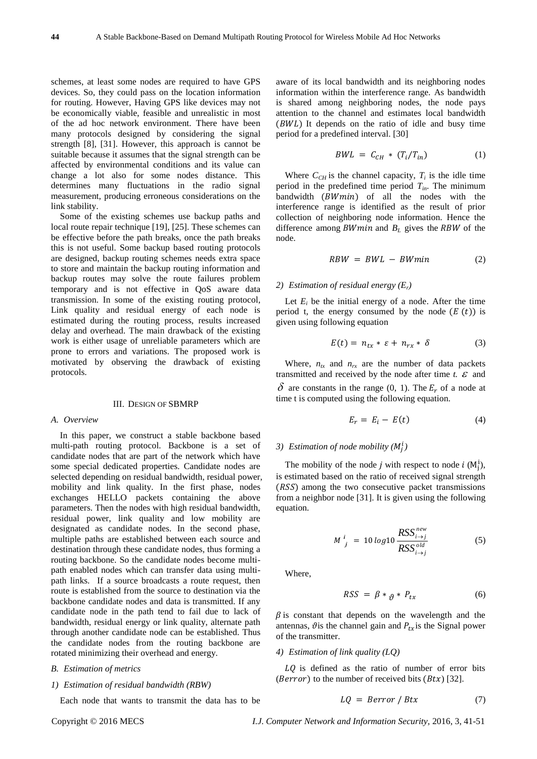schemes, at least some nodes are required to have GPS devices. So, they could pass on the location information for routing. However, Having GPS like devices may not be economically viable, feasible and unrealistic in most of the ad hoc network environment. There have been many protocols designed by considering the signal strength [8], [31]. However, this approach is cannot be suitable because it assumes that the signal strength can be affected by environmental conditions and its value can change a lot also for some nodes distance. This determines many fluctuations in the radio signal measurement, producing erroneous considerations on the link stability.

Some of the existing schemes use backup paths and local route repair technique [19], [25]. These schemes can be effective before the path breaks, once the path breaks this is not useful. Some backup based routing protocols are designed, backup routing schemes needs extra space to store and maintain the backup routing information and backup routes may solve the route failures problem temporary and is not effective in QoS aware data transmission. In some of the existing routing protocol, Link quality and residual energy of each node is estimated during the routing process, results increased delay and overhead. The main drawback of the existing work is either usage of unreliable parameters which are prone to errors and variations. The proposed work is motivated by observing the drawback of existing protocols.

## III. Design of SBMRP

### A. Overview

In this paper, we construct a stable backbone based multi-path routing protocol. Backbone is a set of candidate nodes that are part of the network which have some special dedicated properties. Candidate nodes are selected depending on residual bandwidth, residual power, mobility and link quality. In the first phase, nodes exchanges HELLO packets containing the above parameters. Then the nodes with high residual bandwidth, residual power, link quality and low mobility are designated as candidate nodes. In the second phase, multiple paths are established between each source and destination through these candidate nodes, thus forming a routing backbone. So the candidate nodes become multi-path enabled nodes which can transfer data using multi-path links. If a source broadcasts a route request, then route is established from the source to destination via the backbone candidate nodes and data is transmitted. If any candidate node in the path tend to fail due to lack of bandwidth, residual energy or link quality, alternate path through another candidate node can be established. Thus the candidate nodes from the routing backbone are rotated minimizing their overhead and energy.

### B. Estimation of metrics

#### 1) Estimation of residual bandwidth (RBW)

Each node that wants to transmit the data has to be aware of its local bandwidth and its neighboring nodes information within the interference range. As bandwidth is shared among neighboring nodes, the node pays attention to the channel and estimates local bandwidth ($BWL$) It depends on the ratio of idle and busy time period for a predefined interval. [30]

$$BWL = C_{CH} * (T_i/T_{in}) \tag{1}$$

Where $C_{CH}$ is the channel capacity, $T_i$ is the idle time period in the predefined time period $T_{in}$. The minimum bandwidth ($BWmin$) of all the nodes with the interference range is identified as the result of prior collection of neighboring node information. Hence the difference among $BWmin$ and $B_L$ gives the $RBW$ of the node.

$$RBW = BWL - BWmin \tag{2}$$

#### 2) Estimation of residual energy ($E_r$)

Let $E_i$ be the initial energy of a node. After the time period t, the energy consumed by the node ($E(t)$) is given using following equation

$$E(t) = n_{tx} * \varepsilon + n_{rx} * \delta \tag{3}$$

Where, $n_{tx}$ and $n_{rx}$ are the number of data packets transmitted and received by the node after time *t*. $\varepsilon$ and $\delta$ are constants in the range (0, 1). The $E_r$ of a node at time t is computed using the following equation.

$$E_r = E_i - E(t) \tag{4}$$

#### 3) Estimation of node mobility ($M_j^i$)

The mobility of the node *j* with respect to node *i* ($M_j^i$), is estimated based on the ratio of received signal strength ($RSS$) among the two consecutive packet transmissions from a neighbor node [31]. It is given using the following equation.

$$M_j^i = 10\log 10 \frac{RSS_{i \to j}^{new}}{RSS_{i \to j}^{old}} \tag{5}$$

Where,

$$RSS = \beta * \vartheta * P_{tx} \tag{6}$$

$\beta$ is constant that depends on the wavelength and the antennas, $\vartheta$ is the channel gain and $P_{tx}$ is the Signal power of the transmitter.

#### 4) Estimation of link quality (LQ)

$LQ$ is defined as the ratio of number of error bits ($Berror$) to the number of received bits ($Btx$) [32].

$$LQ = Berror / Btx \tag{7}$$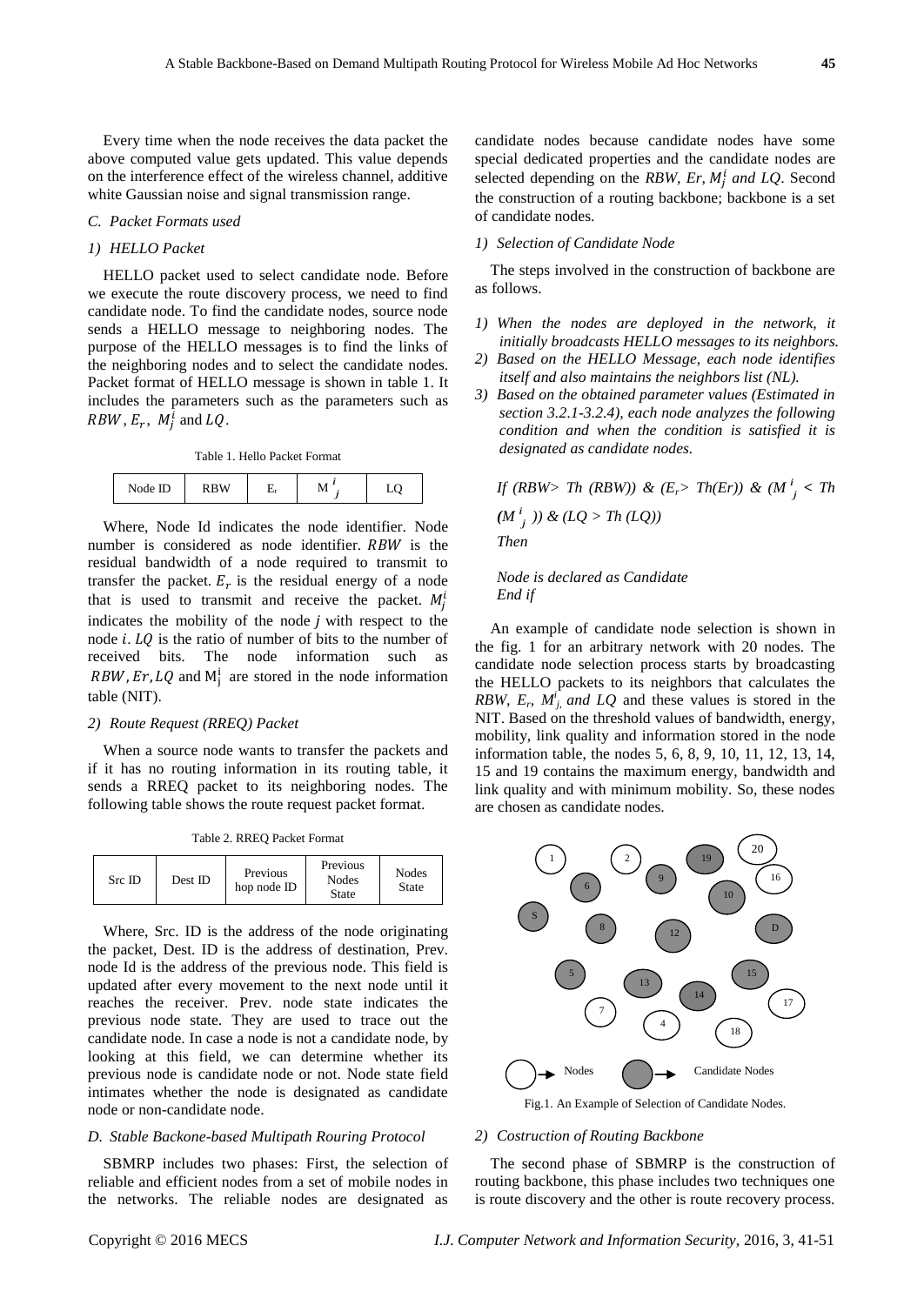Every time when the node receives the data packet the above computed value gets updated. This value depends on the interference effect of the wireless channel, additive white Gaussian noise and signal transmission range.

### C. Packet Formats used

#### 1) HELLO Packet

HELLO packet used to select candidate node. Before we execute the route discovery process, we need to find candidate node. To find the candidate nodes, source node sends a HELLO message to neighboring nodes. The purpose of the HELLO messages is to find the links of the neighboring nodes and to select the candidate nodes. Packet format of HELLO message is shown in table 1. It includes the parameters such as the parameters such as $RBW$, $E_r$, $M_j^i$ and $LQ$.

Table 1. Hello Packet Format

| Node ID | RBW | $E_r$ | $M^i_j$ | LQ |
|---|---|---|---|---|

Where, Node Id indicates the node identifier. Node number is considered as node identifier. $RBW$ is the residual bandwidth of a node required to transmit to transfer the packet. $E_r$ is the residual energy of a node that is used to transmit and receive the packet. $M_j^i$ indicates the mobility of the node $j$ with respect to the node $i$. $LQ$ is the ratio of number of bits to the number of received bits. The node information such as $RBW, Er, LQ$ and $\mathrm{M}_{\mathrm{j}}^{\mathrm{i}}$ are stored in the node information table (NIT).

#### 2) Route Request (RREQ) Packet

When a source node wants to transfer the packets and if it has no routing information in its routing table, it sends a RREQ packet to its neighboring nodes. The following table shows the route request packet format.

Table 2. RREQ Packet Format

| Src ID | Dest ID | Previous hop node ID | Previous Nodes State | Nodes State |
|---|---|---|---|---|

Where, Src. ID is the address of the node originating the packet, Dest. ID is the address of destination, Prev. node Id is the address of the previous node. This field is updated after every movement to the next node until it reaches the receiver. Prev. node state indicates the previous node state. They are used to trace out the candidate node. In case a node is not a candidate node, by looking at this field, we can determine whether its previous node is candidate node or not. Node state field intimates whether the node is designated as candidate node or non-candidate node.

### D. Stable Backone-based Multipath Rouring Protocol

SBMRP includes two phases: First, the selection of reliable and efficient nodes from a set of mobile nodes in the networks. The reliable nodes are designated as candidate nodes because candidate nodes have some special dedicated properties and the candidate nodes are selected depending on the *RBW, Er,* $M_j^i$ *and LQ*. Second the construction of a routing backbone; backbone is a set of candidate nodes.

#### 1) Selection of Candidate Node

The steps involved in the construction of backbone are as follows.

1) *When the nodes are deployed in the network, it initially broadcasts HELLO messages to its neighbors.*
2) *Based on the HELLO Message, each node identifies itself and also maintains the neighbors list (NL).*
3) *Based on the obtained parameter values (Estimated in section 3.2.1-3.2.4), each node analyzes the following condition and when the condition is satisfied it is designated as candidate nodes.*

*If (RBW> Th (RBW)) & ($E_r$> Th($E_r$)) & ($M^i_j$ < Th ($M^i_j$ )) & (LQ > Th (LQ))*
*Then*

*Node is declared as Candidate*
*End if*

An example of candidate node selection is shown in the fig. 1 for an arbitrary network with 20 nodes. The candidate node selection process starts by broadcasting the HELLO packets to its neighbors that calculates the *RBW, $E_r$, $M^i_j$ and LQ* and these values is stored in the NIT. Based on the threshold values of bandwidth, energy, mobility, link quality and information stored in the node information table, the nodes 5, 6, 8, 9, 10, 11, 12, 13, 14, 15 and 19 contains the maximum energy, bandwidth and link quality and with minimum mobility. So, these nodes are chosen as candidate nodes.

Fig.1. An Example of Selection of Candidate Nodes.

#### 2) Costruction of Routing Backbone

The second phase of SBMRP is the construction of routing backbone, this phase includes two techniques one is route discovery and the other is route recovery process.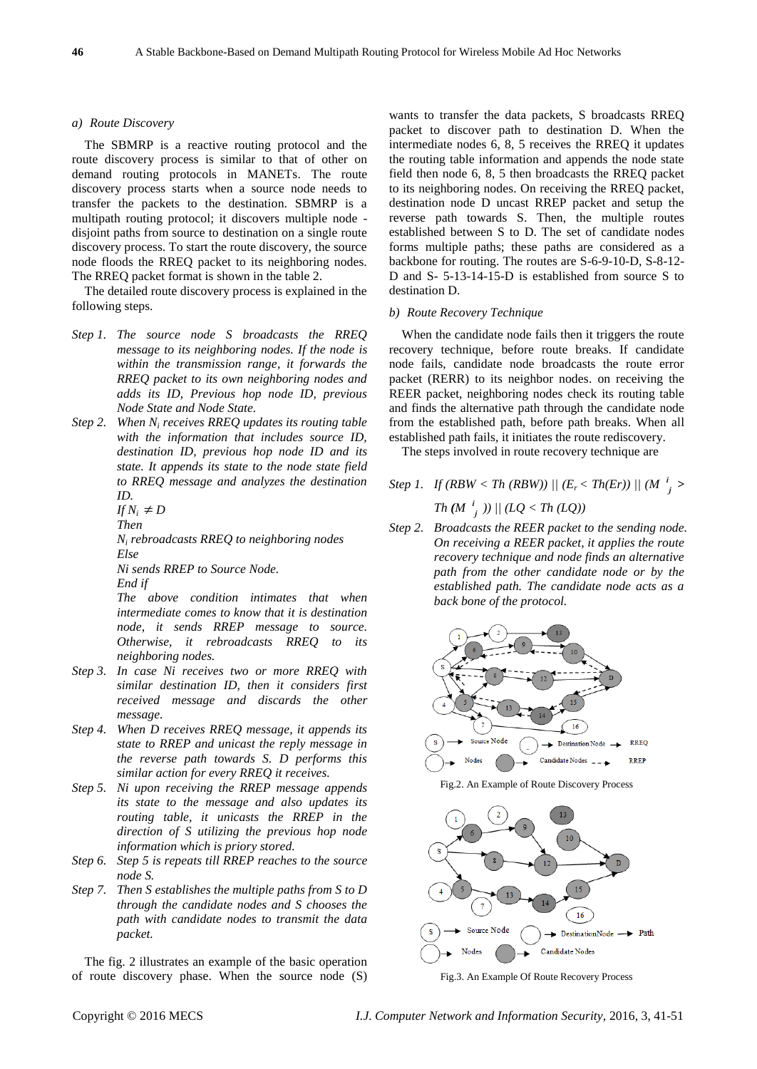### a) Route Discovery

The SBMRP is a reactive routing protocol and the route discovery process is similar to that of other on demand routing protocols in MANETs. The route discovery process starts when a source node needs to transfer the packets to the destination. SBMRP is a multipath routing protocol; it discovers multiple node - disjoint paths from source to destination on a single route discovery process. To start the route discovery, the source node floods the RREQ packet to its neighboring nodes. The RREQ packet format is shown in the table 2.

The detailed route discovery process is explained in the following steps.

*Step 1. The source node S broadcasts the RREQ message to its neighboring nodes. If the node is within the transmission range, it forwards the RREQ packet to its own neighboring nodes and adds its ID, Previous hop node ID, previous Node State and Node State.*

*Step 2. When $N_i$ receives RREQ updates its routing table with the information that includes source ID, destination ID, previous hop node ID and its state. It appends its state to the node state field to RREQ message and analyzes the destination ID.*

*If $N_i \neq D$*
*Then*
*$N_i$ rebroadcasts RREQ to neighboring nodes*
*Else*
*Ni sends RREP to Source Node.*
*End if*
*The above condition intimates that when intermediate comes to know that it is destination node, it sends RREP message to source. Otherwise, it rebroadcasts RREQ to its neighboring nodes.*

*Step 3. In case Ni receives two or more RREQ with similar destination ID, then it considers first received message and discards the other message.*

*Step 4. When D receives RREQ message, it appends its state to RREP and unicast the reply message in the reverse path towards S. D performs this similar action for every RREQ it receives.*

*Step 5. Ni upon receiving the RREP message appends its state to the message and also updates its routing table, it unicasts the RREP in the direction of S utilizing the previous hop node information which is priory stored.*

*Step 6. Step 5 is repeats till RREP reaches to the source node S.*

*Step 7. Then S establishes the multiple paths from S to D through the candidate nodes and S chooses the path with candidate nodes to transmit the data packet.*

The fig. 2 illustrates an example of the basic operation of route discovery phase. When the source node (S) wants to transfer the data packets, S broadcasts RREQ packet to discover path to destination D. When the intermediate nodes 6, 8, 5 receives the RREQ it updates the routing table information and appends the node state field then node 6, 8, 5 then broadcasts the RREQ packet to its neighboring nodes. On receiving the RREQ packet, destination node D uncast RREP packet and setup the reverse path towards S. Then, the multiple routes established between S to D. The set of candidate nodes forms multiple paths; these paths are considered as a backbone for routing. The routes are S-6-9-10-D, S-8-12-D and S- 5-13-14-15-D is established from source S to destination D.

Fig.2. An Example of Route Discovery Process

### b) Route Recovery Technique

When the candidate node fails then it triggers the route recovery technique, before route breaks. If candidate node fails, candidate node broadcasts the route error packet (RERR) to its neighbor nodes. on receiving the REER packet, neighboring nodes check its routing table and finds the alternative path through the candidate node from the established path, before path breaks. When all established path fails, it initiates the route rediscovery.

The steps involved in route recovery technique are

*Step 1. If $(RBW < Th\ (RBW))\ ||\ (E_r < Th(Er))\ ||\ (M^{\ i}_{\ j} > Th\ (M^{\ i}_{\ j}))\ ||\ (LQ < Th\ (LQ))$*

*Step 2. Broadcasts the REER packet to the sending node. On receiving a REER packet, it applies the route recovery technique and node finds an alternative path from the other candidate node or by the established path. The candidate node acts as a back bone of the protocol.*

Fig.3. An Example Of Route Recovery Process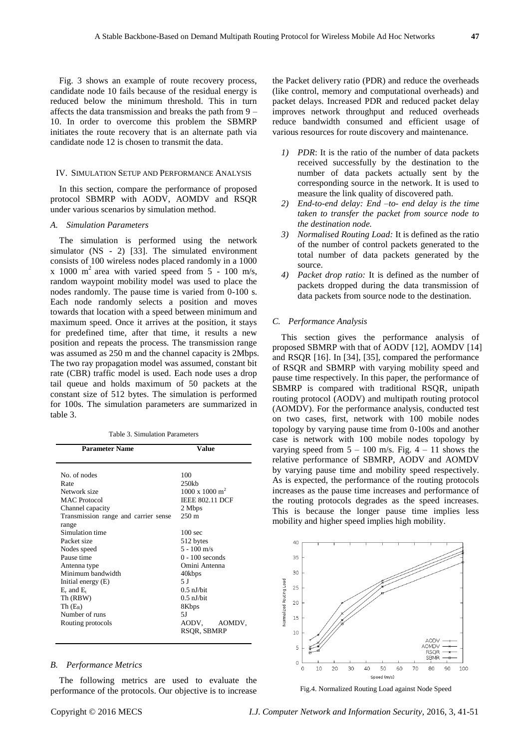Fig. 3 shows an example of route recovery process, candidate node 10 fails because of the residual energy is reduced below the minimum threshold. This in turn affects the data transmission and breaks the path from 9 – 10. In order to overcome this problem the SBMRP initiates the route recovery that is an alternate path via candidate node 12 is chosen to transmit the data.

## IV. Simulation Setup and Performance Analysis

In this section, compare the performance of proposed protocol SBMRP with AODV, AOMDV and RSQR under various scenarios by simulation method.

### A. Simulation Parameters

The simulation is performed using the network simulator (NS - 2) [33]. The simulated environment consists of 100 wireless nodes placed randomly in a 1000 x 1000 $m^2$ area with varied speed from 5 - 100 m/s, random waypoint mobility model was used to place the nodes randomly. The pause time is varied from 0-100 s. Each node randomly selects a position and moves towards that location with a speed between minimum and maximum speed. Once it arrives at the position, it stays for predefined time, after that time, it results a new position and repeats the process. The transmission range was assumed as 250 m and the channel capacity is 2Mbps. The two ray propagation model was assumed, constant bit rate (CBR) traffic model is used. Each node uses a drop tail queue and holds maximum of 50 packets at the constant size of 512 bytes. The simulation is performed for 100s. The simulation parameters are summarized in table 3.

Table 3. Simulation Parameters

| Parameter Name | Value |
|---|---|
| No. of nodes | 100 |
| Rate | 250kb |
| Network size | 1000 x 1000 $m^2$ |
| MAC Protocol | IEEE 802.11 DCF |
| Channel capacity | 2 Mbps |
| Transmission range and carrier sense range | 250 m |
| Simulation time | 100 sec |
| Packet size | 512 bytes |
| Nodes speed | 5 - 100 m/s |
| Pause time | 0 - 100 seconds |
| Antenna type | Omini Antenna |
| Minimum bandwidth | 40kbps |
| Initial energy (E) | 5 J |
| $E_r$ and $E_t$ | 0.5 nJ/bit |
| Th (RBW) | 0.5 nJ/bit |
| Th ($E_R$) | 8Kbps |
| Number of runs | 5J |
| Routing protocols | AODV, AOMDV, RSQR, SBMRP |

### B. Performance Metrics

The following metrics are used to evaluate the performance of the protocols. Our objective is to increase the Packet delivery ratio (PDR) and reduce the overheads (like control, memory and computational overheads) and packet delays. Increased PDR and reduced packet delay improves network throughput and reduced overheads reduce bandwidth consumed and efficient usage of various resources for route discovery and maintenance.

1) *PDR*: It is the ratio of the number of data packets received successfully by the destination to the number of data packets actually sent by the corresponding source in the network. It is used to measure the link quality of discovered path.
2) *End-to-end delay: End –to- end delay is the time taken to transfer the packet from source node to the destination node.*
3) *Normalised Routing Load:* It is defined as the ratio of the number of control packets generated to the total number of data packets generated by the source.
4) *Packet drop ratio:* It is defined as the number of packets dropped during the data transmission of data packets from source node to the destination.

### C. Performance Analysis

This section gives the performance analysis of proposed SBMRP with that of AODV [12], AOMDV [14] and RSQR [16]. In [34], [35], compared the performance of RSQR and SBMRP with varying mobility speed and pause time respectively. In this paper, the performance of SBMRP is compared with traditional RSQR, unipath routing protocol (AODV) and multipath routing protocol (AOMDV). For the performance analysis, conducted test on two cases, first, network with 100 mobile nodes topology by varying pause time from 0-100s and another case is network with 100 mobile nodes topology by varying speed from 5 – 100 m/s. Fig. 4 – 11 shows the relative performance of SBMRP, AODV and AOMDV by varying pause time and mobility speed respectively. As is expected, the performance of the routing protocols increases as the pause time increases and performance of the routing protocols degrades as the speed increases. This is because the longer pause time implies less mobility and higher speed implies high mobility.

Fig.4. Normalized Routing Load against Node Speed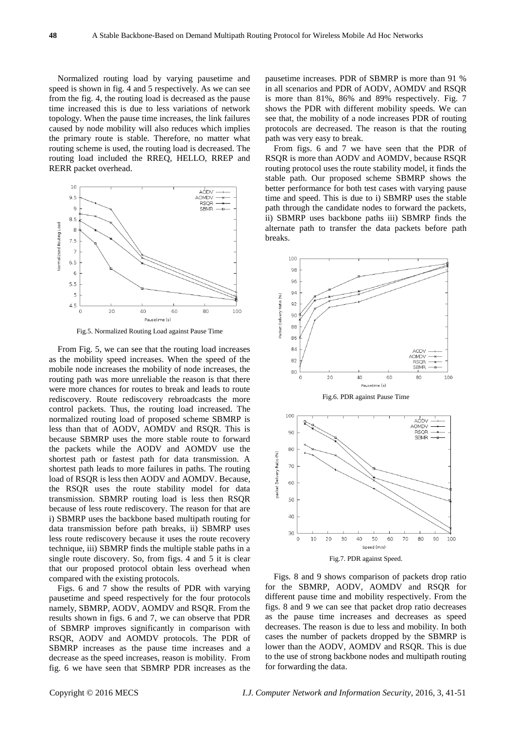Normalized routing load by varying pausetime and speed is shown in fig. 4 and 5 respectively. As we can see from the fig. 4, the routing load is decreased as the pause time increased this is due to less variations of network topology. When the pause time increases, the link failures caused by node mobility will also reduces which implies the primary route is stable. Therefore, no matter what routing scheme is used, the routing load is decreased. The routing load included the RREQ, HELLO, RREP and RERR packet overhead.

Fig.5. Normalized Routing Load against Pause Time

From Fig. 5, we can see that the routing load increases as the mobility speed increases. When the speed of the mobile node increases the mobility of node increases, the routing path was more unreliable the reason is that there were more chances for routes to break and leads to route rediscovery. Route rediscovery rebroadcasts the more control packets. Thus, the routing load increased. The normalized routing load of proposed scheme SBMRP is less than that of AODV, AOMDV and RSQR. This is because SBMRP uses the more stable route to forward the packets while the AODV and AOMDV use the shortest path or fastest path for data transmission. A shortest path leads to more failures in paths. The routing load of RSQR is less then AODV and AOMDV. Because, the RSQR uses the route stability model for data transmission. SBMRP routing load is less then RSQR because of less route rediscovery. The reason for that are i) SBMRP uses the backbone based multipath routing for data transmission before path breaks, ii) SBMRP uses less route rediscovery because it uses the route recovery technique, iii) SBMRP finds the multiple stable paths in a single route discovery. So, from figs. 4 and 5 it is clear that our proposed protocol obtain less overhead when compared with the existing protocols.

Figs. 6 and 7 show the results of PDR with varying pausetime and speed respectively for the four protocols namely, SBMRP, AODV, AOMDV and RSQR. From the results shown in figs. 6 and 7, we can observe that PDR of SBMRP improves significantly in comparison with RSQR, AODV and AOMDV protocols. The PDR of SBMRP increases as the pause time increases and a decrease as the speed increases, reason is mobility. From fig. 6 we have seen that SBMRP PDR increases as the pausetime increases. PDR of SBMRP is more than 91 % in all scenarios and PDR of AODV, AOMDV and RSQR is more than 81%, 86% and 89% respectively. Fig. 7 shows the PDR with different mobility speeds. We can see that, the mobility of a node increases PDR of routing protocols are decreased. The reason is that the routing path was very easy to break.

From figs. 6 and 7 we have seen that the PDR of RSQR is more than AODV and AOMDV, because RSQR routing protocol uses the route stability model, it finds the stable path. Our proposed scheme SBMRP shows the better performance for both test cases with varying pause time and speed. This is due to i) SBMRP uses the stable path through the candidate nodes to forward the packets, ii) SBMRP uses backbone paths iii) SBMRP finds the alternate path to transfer the data packets before path breaks.

Fig.6. PDR against Pause Time

Fig.7. PDR against Speed.

Figs. 8 and 9 shows comparison of packets drop ratio for the SBMRP, AODV, AOMDV and RSQR for different pause time and mobility respectively. From the figs. 8 and 9 we can see that packet drop ratio decreases as the pause time increases and decreases as speed decreases. The reason is due to less and mobility. In both cases the number of packets dropped by the SBMRP is lower than the AODV, AOMDV and RSQR. This is due to the use of strong backbone nodes and multipath routing for forwarding the data.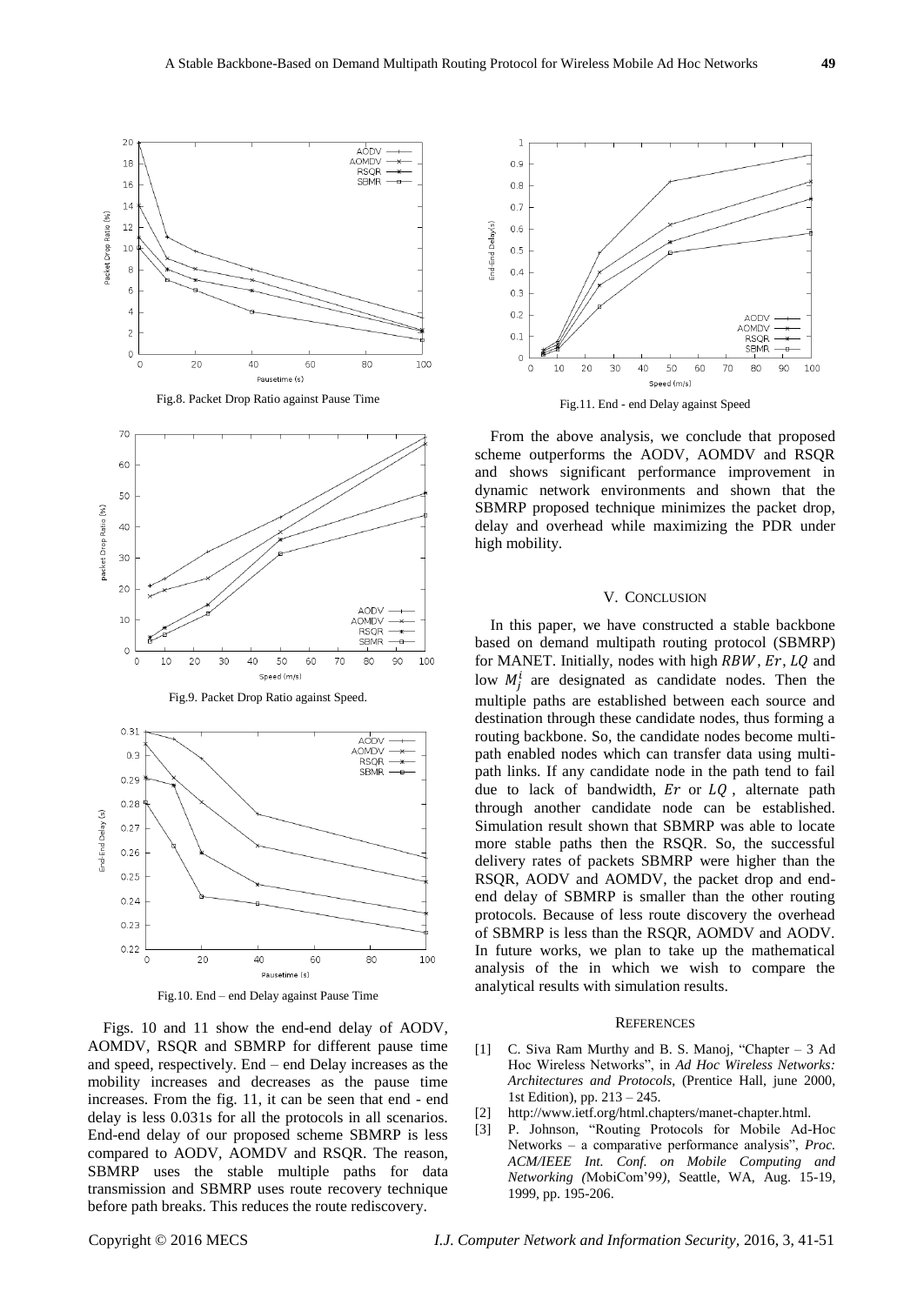Fig.8. Packet Drop Ratio against Pause Time

Fig.9. Packet Drop Ratio against Speed.

Fig.10. End – end Delay against Pause Time

Figs. 10 and 11 show the end-end delay of AODV, AOMDV, RSQR and SBMRP for different pause time and speed, respectively. End – end Delay increases as the mobility increases and decreases as the pause time increases. From the fig. 11, it can be seen that end - end delay is less 0.031s for all the protocols in all scenarios. End-end delay of our proposed scheme SBMRP is less compared to AODV, AOMDV and RSQR. The reason, SBMRP uses the stable multiple paths for data transmission and SBMRP uses route recovery technique before path breaks. This reduces the route rediscovery.

Fig.11. End - end Delay against Speed

From the above analysis, we conclude that proposed scheme outperforms the AODV, AOMDV and RSQR and shows significant performance improvement in dynamic network environments and shown that the SBMRP proposed technique minimizes the packet drop, delay and overhead while maximizing the PDR under high mobility.

## V. Conclusion

In this paper, we have constructed a stable backbone based on demand multipath routing protocol (SBMRP) for MANET. Initially, nodes with high $RBW$, $Er$, $LQ$ and low $M_j^i$ are designated as candidate nodes. Then the multiple paths are established between each source and destination through these candidate nodes, thus forming a routing backbone. So, the candidate nodes become multi-path enabled nodes which can transfer data using multi-path links. If any candidate node in the path tend to fail due to lack of bandwidth, $Er$ or $LQ$, alternate path through another candidate node can be established. Simulation result shown that SBMRP was able to locate more stable paths then the RSQR. So, the successful delivery rates of packets SBMRP were higher than the RSQR, AODV and AOMDV, the packet drop and end-end delay of SBMRP is smaller than the other routing protocols. Because of less route discovery the overhead of SBMRP is less than the RSQR, AOMDV and AODV. In future works, we plan to take up the mathematical analysis of the in which we wish to compare the analytical results with simulation results.

## References

[1] C. Siva Ram Murthy and B. S. Manoj, "Chapter – 3 Ad Hoc Wireless Networks", in *Ad Hoc Wireless Networks: Architectures and Protocols*, (Prentice Hall, june 2000, 1st Edition), pp. 213 – 245.

[2] http://www.ietf.org/html.chapters/manet-chapter.html.

[3] P. Johnson, "Routing Protocols for Mobile Ad-Hoc Networks – a comparative performance analysis", *Proc. ACM/IEEE Int. Conf. on Mobile Computing and Networking (*MobiCom'99*)*, Seattle, WA, Aug. 15-19, 1999, pp. 195-206.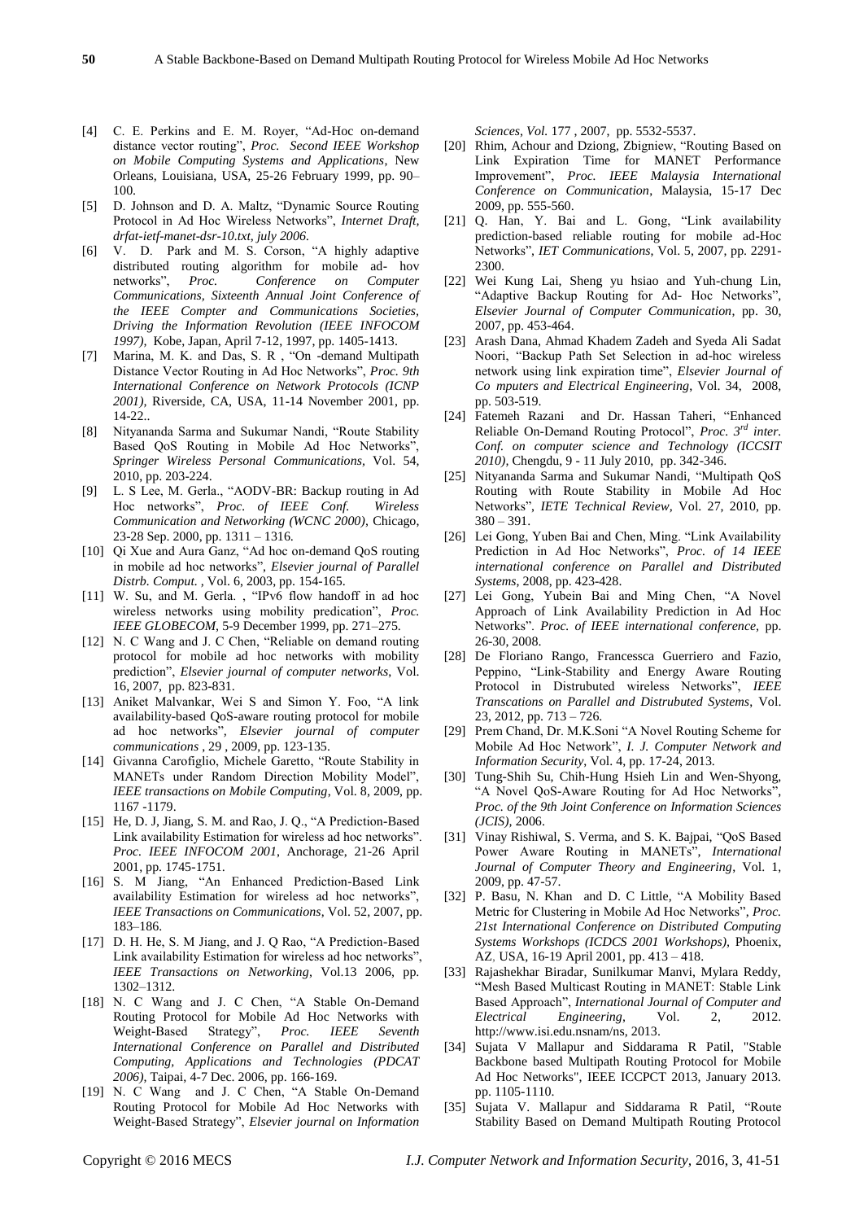[4] C. E. Perkins and E. M. Royer, "Ad-Hoc on-demand distance vector routing", *Proc. Second IEEE Workshop on Mobile Computing Systems and Applications*, New Orleans, Louisiana, USA, 25-26 February 1999, pp. 90–100.

[5] D. Johnson and D. A. Maltz, "Dynamic Source Routing Protocol in Ad Hoc Wireless Networks", *Internet Draft, drfat-ietf-manet-dsr-10.txt, july 2006*.

[6] V. D. Park and M. S. Corson, "A highly adaptive distributed routing algorithm for mobile ad- hov networks", *Proc. Conference on Computer Communications, Sixteenth Annual Joint Conference of the IEEE Compter and Communications Societies, Driving the Information Revolution (IEEE INFOCOM 1997)*, Kobe, Japan, April 7-12, 1997, pp. 1405-1413.

[7] Marina, M. K. and Das, S. R , "On -demand Multipath Distance Vector Routing in Ad Hoc Networks", *Proc. 9th International Conference on Network Protocols (ICNP 2001)*, Riverside, CA, USA, 11-14 November 2001, pp. 14-22..

[8] Nityananda Sarma and Sukumar Nandi, "Route Stability Based QoS Routing in Mobile Ad Hoc Networks", *Springer Wireless Personal Communications*, Vol. 54, 2010, pp. 203-224.

[9] L. S Lee, M. Gerla., "AODV-BR: Backup routing in Ad Hoc networks", *Proc. of IEEE Conf. Wireless Communication and Networking (WCNC 2000)*, Chicago, 23-28 Sep. 2000, pp. 1311 – 1316.

[10] Qi Xue and Aura Ganz, "Ad hoc on-demand QoS routing in mobile ad hoc networks", *Elsevier journal of Parallel Distrb. Comput.* , Vol. 6, 2003, pp. 154-165.

[11] W. Su, and M. Gerla. , "IPv6 flow handoff in ad hoc wireless networks using mobility predication", *Proc. IEEE GLOBECOM*, 5-9 December 1999, pp. 271–275.

[12] N. C Wang and J. C Chen, "Reliable on demand routing protocol for mobile ad hoc networks with mobility prediction", *Elsevier journal of computer networks*, Vol. 16, 2007, pp. 823-831.

[13] Aniket Malvankar, Wei S and Simon Y. Foo, "A link availability-based QoS-aware routing protocol for mobile ad hoc networks", *Elsevier journal of computer communications* , 29 , 2009, pp. 123-135.

[14] Givanna Carofiglio, Michele Garetto, "Route Stability in MANETs under Random Direction Mobility Model", *IEEE transactions on Mobile Computing*, Vol. 8, 2009, pp. 1167 -1179.

[15] He, D. J, Jiang, S. M. and Rao, J. Q., "A Prediction-Based Link availability Estimation for wireless ad hoc networks". *Proc. IEEE INFOCOM 2001*, Anchorage, 21-26 April 2001, pp. 1745-1751.

[16] S. M Jiang, "An Enhanced Prediction-Based Link availability Estimation for wireless ad hoc networks", *IEEE Transactions on Communications*, Vol. 52, 2007, pp. 183–186.

[17] D. H. He, S. M Jiang, and J. Q Rao, "A Prediction-Based Link availability Estimation for wireless ad hoc networks", *IEEE Transactions on Networking*, Vol.13 2006, pp. 1302–1312.

[18] N. C Wang and J. C Chen, "A Stable On-Demand Routing Protocol for Mobile Ad Hoc Networks with Weight-Based Strategy", *Proc. IEEE Seventh International Conference on Parallel and Distributed Computing, Applications and Technologies (PDCAT 2006)*, Taipai, 4-7 Dec. 2006, pp. 166-169.

[19] N. C Wang and J. C Chen, "A Stable On-Demand Routing Protocol for Mobile Ad Hoc Networks with Weight-Based Strategy", *Elsevier journal on Information Sciences, Vol.* 177 , 2007, pp. 5532-5537.

[20] Rhim, Achour and Dziong, Zbigniew, "Routing Based on Link Expiration Time for MANET Performance Improvement", *Proc. IEEE Malaysia International Conference on Communication*, Malaysia, 15-17 Dec 2009, pp. 555-560.

[21] Q. Han, Y. Bai and L. Gong, "Link availability prediction-based reliable routing for mobile ad-Hoc Networks", *IET Communications*, Vol. 5, 2007, pp. 2291-2300.

[22] Wei Kung Lai, Sheng yu hsiao and Yuh-chung Lin, "Adaptive Backup Routing for Ad- Hoc Networks", *Elsevier Journal of Computer Communication*, pp. 30, 2007, pp. 453-464.

[23] Arash Dana, Ahmad Khadem Zadeh and Syeda Ali Sadat Noori, "Backup Path Set Selection in ad-hoc wireless network using link expiration time", *Elsevier Journal of Co mputers and Electrical Engineering*, Vol. 34, 2008, pp. 503-519.

[24] Fatemeh Razani and Dr. Hassan Taheri, "Enhanced Reliable On-Demand Routing Protocol", *Proc. 3rd inter. Conf. on computer science and Technology (ICCSIT 2010)*, Chengdu, 9 - 11 July 2010, pp. 342-346.

[25] Nityananda Sarma and Sukumar Nandi, "Multipath QoS Routing with Route Stability in Mobile Ad Hoc Networks", *IETE Technical Review*, Vol. 27, 2010, pp. 380 – 391.

[26] Lei Gong, Yuben Bai and Chen, Ming. "Link Availability Prediction in Ad Hoc Networks", *Proc. of 14 IEEE international conference on Parallel and Distributed Systems*, 2008, pp. 423-428.

[27] Lei Gong, Yubein Bai and Ming Chen, "A Novel Approach of Link Availability Prediction in Ad Hoc Networks". *Proc. of IEEE international conference*, pp. 26-30, 2008.

[28] De Floriano Rango, Francessca Guerriero and Fazio, Peppino, "Link-Stability and Energy Aware Routing Protocol in Distrubuted wireless Networks", *IEEE Transcations on Parallel and Distrubuted Systems*, Vol. 23, 2012, pp. 713 – 726.

[29] Prem Chand, Dr. M.K.Soni "A Novel Routing Scheme for Mobile Ad Hoc Network", *I. J. Computer Network and Information Security*, Vol. 4, pp. 17-24, 2013.

[30] Tung-Shih Su, Chih-Hung Hsieh Lin and Wen-Shyong, "A Novel QoS-Aware Routing for Ad Hoc Networks", *Proc. of the 9th Joint Conference on Information Sciences (JCIS)*, 2006.

[31] Vinay Rishiwal, S. Verma, and S. K. Bajpai, "QoS Based Power Aware Routing in MANETs", *International Journal of Computer Theory and Engineering*, Vol. 1, 2009, pp. 47-57.

[32] P. Basu, N. Khan and D. C Little, "A Mobility Based Metric for Clustering in Mobile Ad Hoc Networks", *Proc. 21st International Conference on Distributed Computing Systems Workshops (ICDCS 2001 Workshops)*, Phoenix, AZ, USA, 16-19 April 2001, pp. 413 – 418.

[33] Rajashekhar Biradar, Sunilkumar Manvi, Mylara Reddy, "Mesh Based Multicast Routing in MANET: Stable Link Based Approach", *International Journal of Computer and Electrical Engineering*, Vol. 2, 2012. http://www.isi.edu.nsnam/ns, 2013.

[34] Sujata V Mallapur and Siddarama R Patil, "Stable Backbone based Multipath Routing Protocol for Mobile Ad Hoc Networks", IEEE ICCPCT 2013, January 2013. pp. 1105-1110.

[35] Sujata V. Mallapur and Siddarama R Patil, "Route Stability Based on Demand Multipath Routing Protocol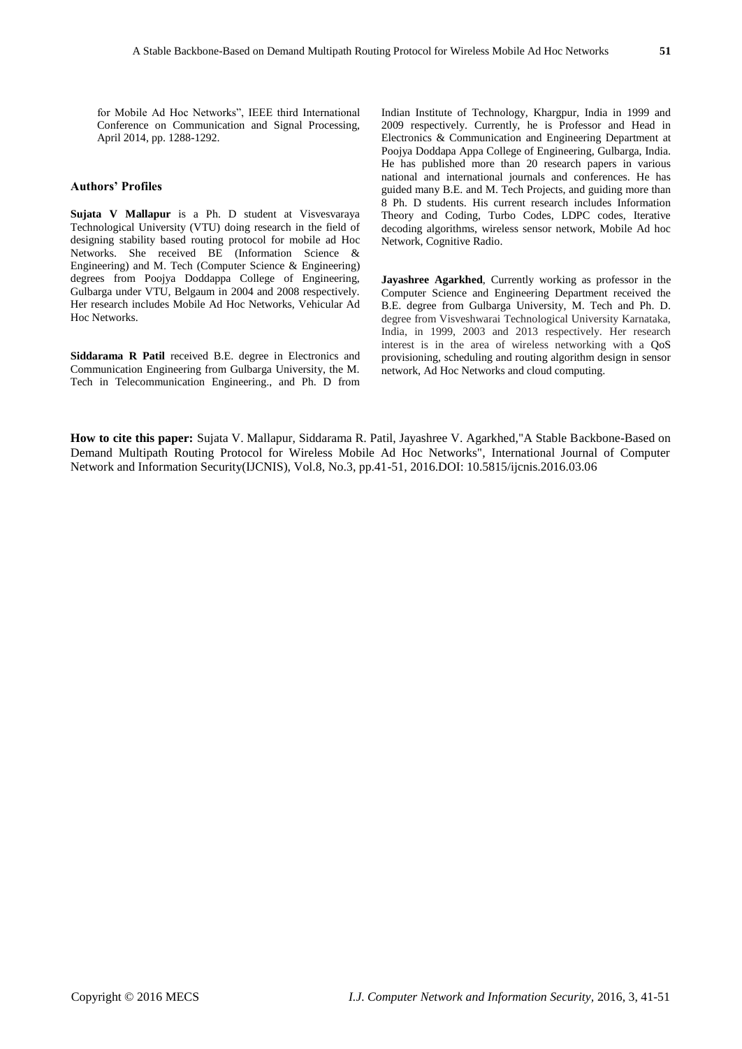for Mobile Ad Hoc Networks", IEEE third International Conference on Communication and Signal Processing, April 2014, pp. 1288-1292.

## Authors' Profiles

**Sujata V Mallapur** is a Ph. D student at Visvesvaraya Technological University (VTU) doing research in the field of designing stability based routing protocol for mobile ad Hoc Networks. She received BE (Information Science & Engineering) and M. Tech (Computer Science & Engineering) degrees from Poojya Doddappa College of Engineering, Gulbarga under VTU, Belgaum in 2004 and 2008 respectively. Her research includes Mobile Ad Hoc Networks, Vehicular Ad Hoc Networks.

**Siddarama R Patil** received B.E. degree in Electronics and Communication Engineering from Gulbarga University, the M. Tech in Telecommunication Engineering., and Ph. D from Indian Institute of Technology, Khargpur, India in 1999 and 2009 respectively. Currently, he is Professor and Head in Electronics & Communication and Engineering Department at Poojya Doddapa Appa College of Engineering, Gulbarga, India. He has published more than 20 research papers in various national and international journals and conferences. He has guided many B.E. and M. Tech Projects, and guiding more than 8 Ph. D students. His current research includes Information Theory and Coding, Turbo Codes, LDPC codes, Iterative decoding algorithms, wireless sensor network, Mobile Ad hoc Network, Cognitive Radio.

**Jayashree Agarkhed**, Currently working as professor in the Computer Science and Engineering Department received the B.E. degree from Gulbarga University, M. Tech and Ph. D. degree from Visveshwarai Technological University Karnataka, India, in 1999, 2003 and 2013 respectively. Her research interest is in the area of wireless networking with a QoS provisioning, scheduling and routing algorithm design in sensor network, Ad Hoc Networks and cloud computing.

**How to cite this paper:** Sujata V. Mallapur, Siddarama R. Patil, Jayashree V. Agarkhed,"A Stable Backbone-Based on Demand Multipath Routing Protocol for Wireless Mobile Ad Hoc Networks", International Journal of Computer Network and Information Security(IJCNIS), Vol.8, No.3, pp.41-51, 2016.DOI: 10.5815/ijcnis.2016.03.06